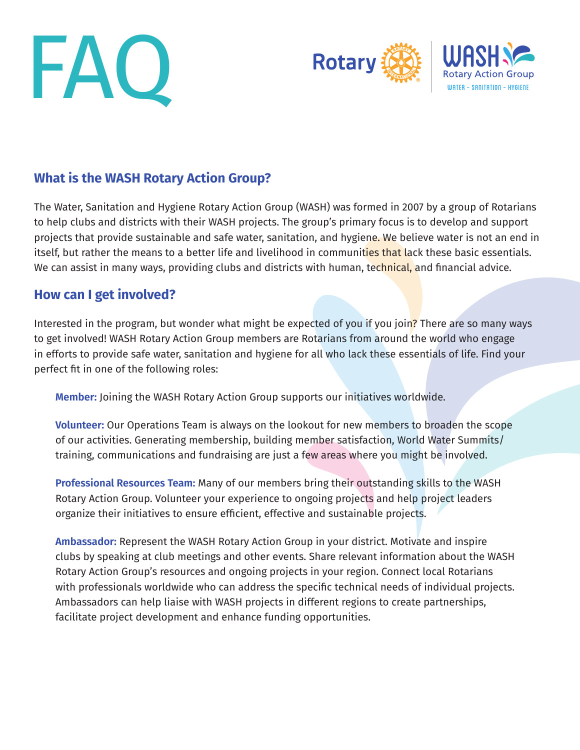# FAQ

## What is the WASH Rotary Action Group?

The Water, Sanitation and Hygiene Rotary Action Group (WASH) was formed in 2007 by a group of Rotarians to help clubs and districts with their WASH projects. The group's primary focus is to develop and support projects that provide sustainable and safe water, sanitation, and hygiene. We believe water is not an end in itself, but rather the means to a better life and livelihood in communities that lack these basic essentials. We can assist in many ways, providing clubs and districts with human, technical, and financial advice.

## How can I get involved?

Interested in the program, but wonder what might be expected of you if you join? There are so many ways to get involved! WASH Rotary Action Group members are Rotarians from around the world who engage in efforts to provide safe water, sanitation and hygiene for all who lack these essentials of life. Find your perfect fit in one of the following roles:

**Member:** Joining the WASH Rotary Action Group supports our initiatives worldwide.

**Volunteer:** Our Operations Team is always on the lookout for new members to broaden the scope of our activities. Generating membership, building member satisfaction, World Water Summits/training, communications and fundraising are just a few areas where you might be involved.

**Professional Resources Team:** Many of our members bring their outstanding skills to the WASH Rotary Action Group. Volunteer your experience to ongoing projects and help project leaders organize their initiatives to ensure efficient, effective and sustainable projects.

**Ambassador:** Represent the WASH Rotary Action Group in your district. Motivate and inspire clubs by speaking at club meetings and other events. Share relevant information about the WASH Rotary Action Group's resources and ongoing projects in your region. Connect local Rotarians with professionals worldwide who can address the specific technical needs of individual projects. Ambassadors can help liaise with WASH projects in different regions to create partnerships, facilitate project development and enhance funding opportunities.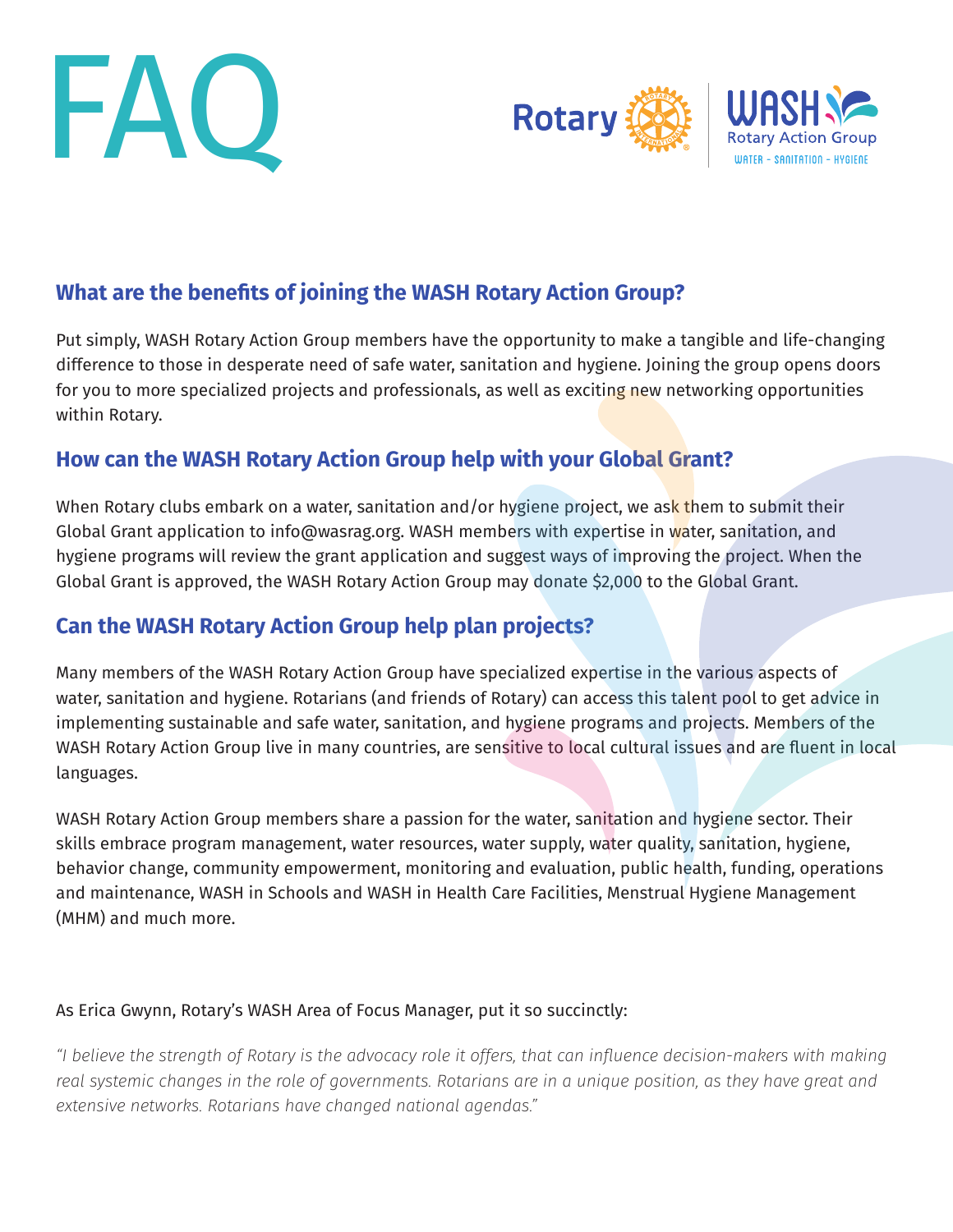# FAQ

## What are the benefits of joining the WASH Rotary Action Group?

Put simply, WASH Rotary Action Group members have the opportunity to make a tangible and life-changing difference to those in desperate need of safe water, sanitation and hygiene. Joining the group opens doors for you to more specialized projects and professionals, as well as exciting new networking opportunities within Rotary.

## How can the WASH Rotary Action Group help with your Global Grant?

When Rotary clubs embark on a water, sanitation and/or hygiene project, we ask them to submit their Global Grant application to info@wasrag.org. WASH members with expertise in water, sanitation, and hygiene programs will review the grant application and suggest ways of improving the project. When the Global Grant is approved, the WASH Rotary Action Group may donate $2,000 to the Global Grant.

## Can the WASH Rotary Action Group help plan projects?

Many members of the WASH Rotary Action Group have specialized expertise in the various aspects of water, sanitation and hygiene. Rotarians (and friends of Rotary) can access this talent pool to get advice in implementing sustainable and safe water, sanitation, and hygiene programs and projects. Members of the WASH Rotary Action Group live in many countries, are sensitive to local cultural issues and are fluent in local languages.

WASH Rotary Action Group members share a passion for the water, sanitation and hygiene sector. Their skills embrace program management, water resources, water supply, water quality, sanitation, hygiene, behavior change, community empowerment, monitoring and evaluation, public health, funding, operations and maintenance, WASH in Schools and WASH in Health Care Facilities, Menstrual Hygiene Management (MHM) and much more.

As Erica Gwynn, Rotary's WASH Area of Focus Manager, put it so succinctly:

*"I believe the strength of Rotary is the advocacy role it offers, that can influence decision-makers with making real systemic changes in the role of governments. Rotarians are in a unique position, as they have great and extensive networks. Rotarians have changed national agendas."*